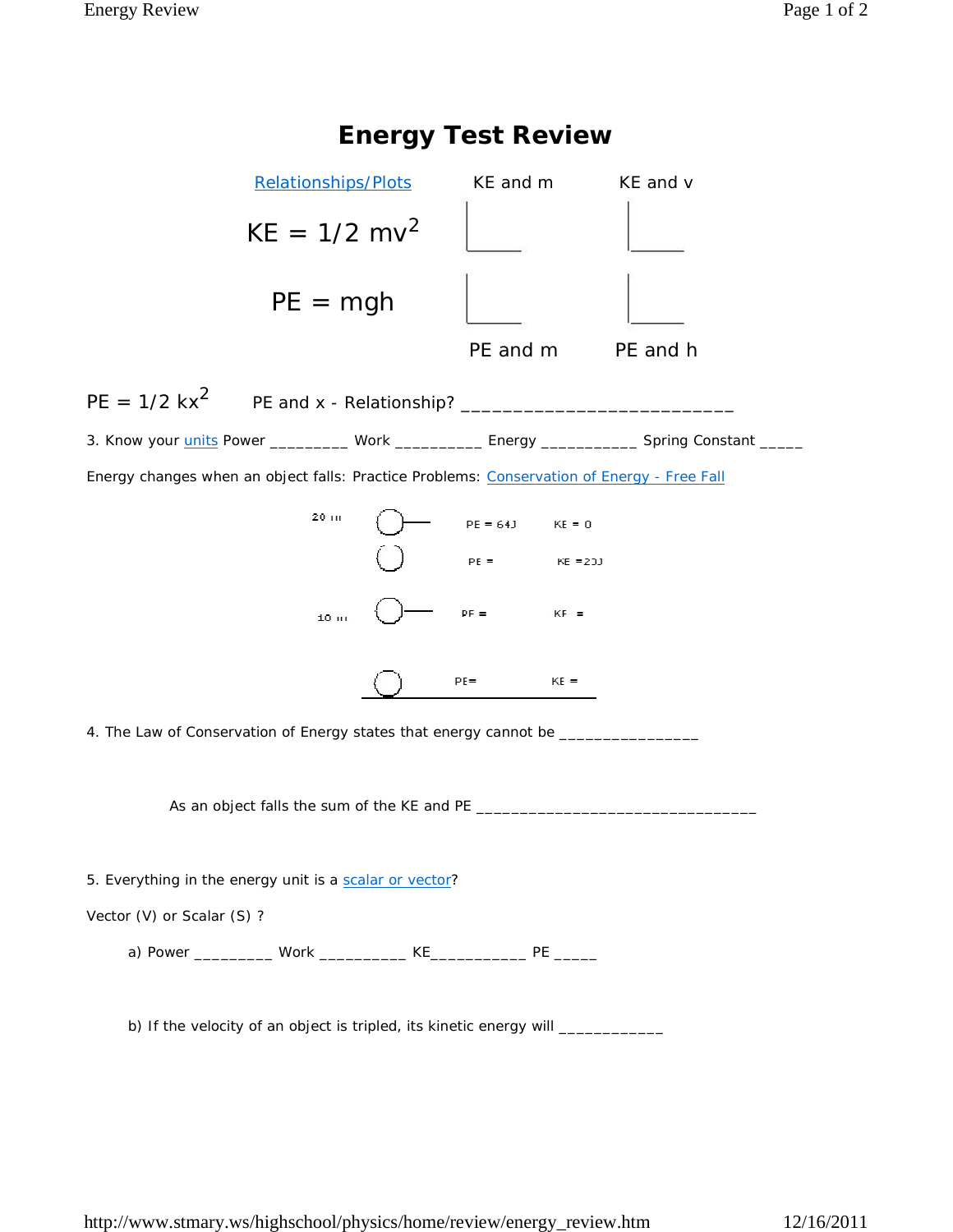# Energy Test Review

Relationships/Plots

$KE = 1/2\ mv^2$ KE and m KE and v

$PE = mgh$ PE and m PE and h

$PE = 1/2\ kx^2$ PE and x - Relationship? ___________________________

3. Know your units Power _________ Work __________ Energy ___________ Spring Constant _____

Energy changes when an object falls: Practice Problems: Conservation of Energy - Free Fall

| Height | PE | KE |
|---|---|---|
| 20 m | PE = 64J | KE = 0 |
| | PE = | KE = 23J |
| 10 m | PE = | KE = |
| | PE= | KE = |

4. The Law of Conservation of Energy states that energy cannot be ________________

As an object falls the sum of the KE and PE ________________________________

5. Everything in the energy unit is a scalar or vector?

Vector (V) or Scalar (S) ?

a) Power _________ Work __________ KE___________ PE _____

b) If the velocity of an object is tripled, its kinetic energy will ____________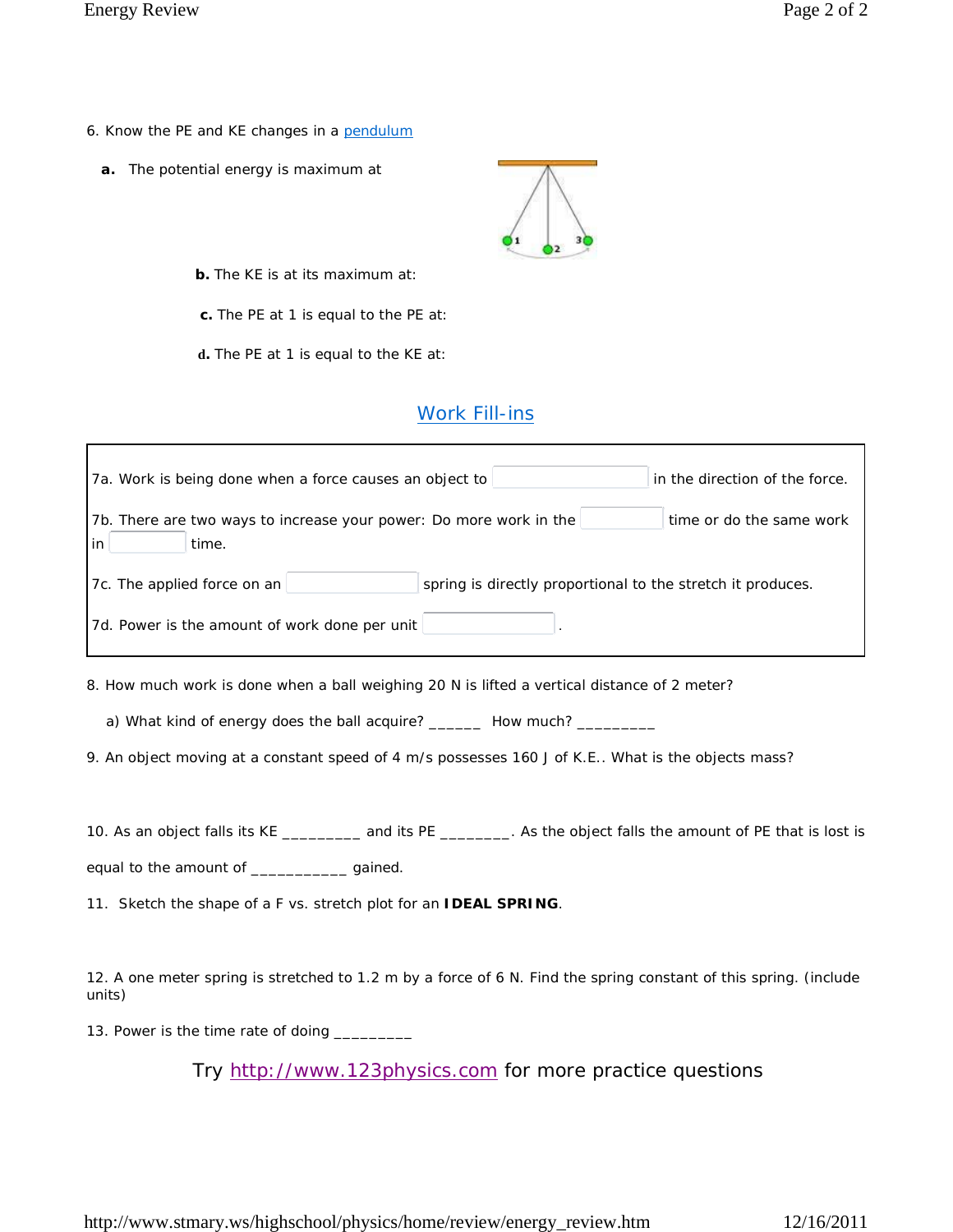6. Know the PE and KE changes in a pendulum

**a.** The potential energy is maximum at

1
2
3

**b.** The KE is at its maximum at:

**c.** The PE at 1 is equal to the PE at:

**d.** The PE at 1 is equal to the KE at:

## Work Fill-ins

7a. Work is being done when a force causes an object to ______ in the direction of the force.

7b. There are two ways to increase your power: Do more work in the ______ time or do the same work in ______ time.

7c. The applied force on an ______ spring is directly proportional to the stretch it produces.

7d. Power is the amount of work done per unit ______.

8. How much work is done when a ball weighing 20 N is lifted a vertical distance of 2 meter?

   a) What kind of energy does the ball acquire? ______ How much? _________

9. An object moving at a constant speed of 4 m/s possesses 160 J of K.E.. What is the objects mass?

10. As an object falls its KE _________ and its PE ________. As the object falls the amount of PE that is lost is equal to the amount of ___________ gained.

11. Sketch the shape of a F vs. stretch plot for an **IDEAL SPRING**.

12. A one meter spring is stretched to 1.2 m by a force of 6 N. Find the spring constant of this spring. (include units)

13. Power is the time rate of doing _________

Try http://www.123physics.com for more practice questions